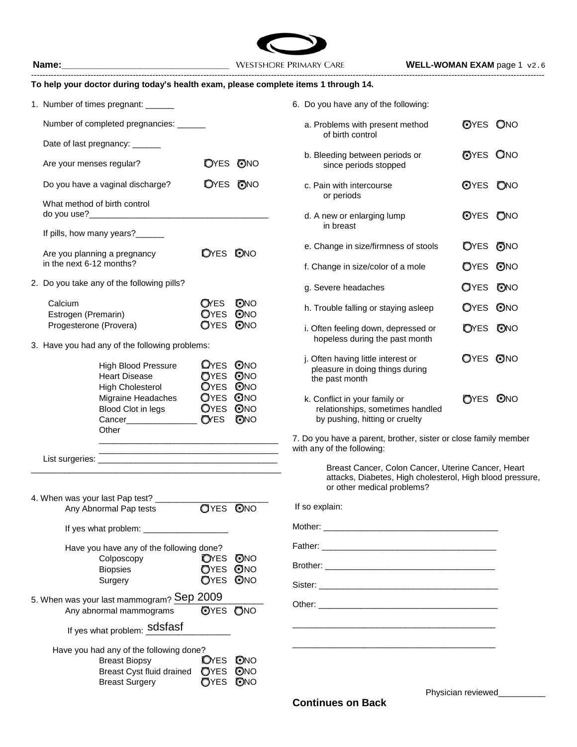**Name:**_________________________________ WESTSHORE PRIMARY CARE **WELL-WOMAN EXAM** page 1 v2.6

**To help your doctor during today's health exam, please complete items 1 through 14.**

1. Number of times pregnant: ______

   Number of completed pregnancies: ______

   Date of last pregnancy: ______

   Are your menses regular? ○YES ⦿NO

   Do you have a vaginal discharge? ○YES ⦿NO

   What method of birth control do you use?______________________________________

   If pills, how many years?______

   Are you planning a pregnancy in the next 6-12 months? ○YES ⦿NO

2. Do you take any of the following pills?

| | | |
|---|---|---|
| Calcium | ○YES | ⦿NO |
| Estrogen (Premarin) | ○YES | ⦿NO |
| Progesterone (Provera) | ○YES | ⦿NO |

3. Have you had any of the following problems:

| | | |
|---|---|---|
| High Blood Pressure | ○YES | ⦿NO |
| Heart Disease | ○YES | ⦿NO |
| High Cholesterol | ○YES | ⦿NO |
| Migraine Headaches | ○YES | ⦿NO |
| Blood Clot in legs | ○YES | ⦿NO |
| Cancer_______________ | ○YES | ⦿NO |
| Other | | |

______________________________________

______________________________________

List surgeries: ______________________________________

______________________________________________________

4. When was your last Pap test? ________________________

   Any Abnormal Pap tests ○YES ⦿NO

   If yes what problem: __________________

   Have you have any of the following done?

| | | |
|---|---|---|
| Colposcopy | ○YES | ⦿NO |
| Biopsies | ○YES | ⦿NO |
| Surgery | ○YES | ⦿NO |

5. When was your last mammogram? Sep 2009

   Any abnormal mammograms ⦿YES ○NO

   If yes what problem: sdsfasf

   Have you had any of the following done?

| | | |
|---|---|---|
| Breast Biopsy | ○YES | ⦿NO |
| Breast Cyst fluid drained | ○YES | ⦿NO |
| Breast Surgery | ○YES | ⦿NO |

6. Do you have any of the following:

| | | |
|---|---|---|
| a. Problems with present method of birth control | ⦿YES | ○NO |
| b. Bleeding between periods or since periods stopped | ⦿YES | ○NO |
| c. Pain with intercourse or periods | ⦿YES | ○NO |
| d. A new or enlarging lump in breast | ⦿YES | ○NO |
| e. Change in size/firmness of stools | ○YES | ⦿NO |
| f. Change in size/color of a mole | ○YES | ⦿NO |
| g. Severe headaches | ○YES | ⦿NO |
| h. Trouble falling or staying asleep | ○YES | ⦿NO |
| i. Often feeling down, depressed or hopeless during the past month | ○YES | ⦿NO |
| j. Often having little interest or pleasure in doing things during the past month | ○YES | ⦿NO |
| k. Conflict in your family or relationships, sometimes handled by pushing, hitting or cruelty | ○YES | ⦿NO |

7. Do you have a parent, brother, sister or close family member with any of the following:

   Breast Cancer, Colon Cancer, Uterine Cancer, Heart attacks, Diabetes, High cholesterol, High blood pressure, or other medical problems?

If so explain:

Mother: ______________________________________

Father: ______________________________________

Brother: ____________________________________

Sister: ______________________________________

Other: ______________________________________

___________________________________________

___________________________________________

Physician reviewed__________

**Continues on Back**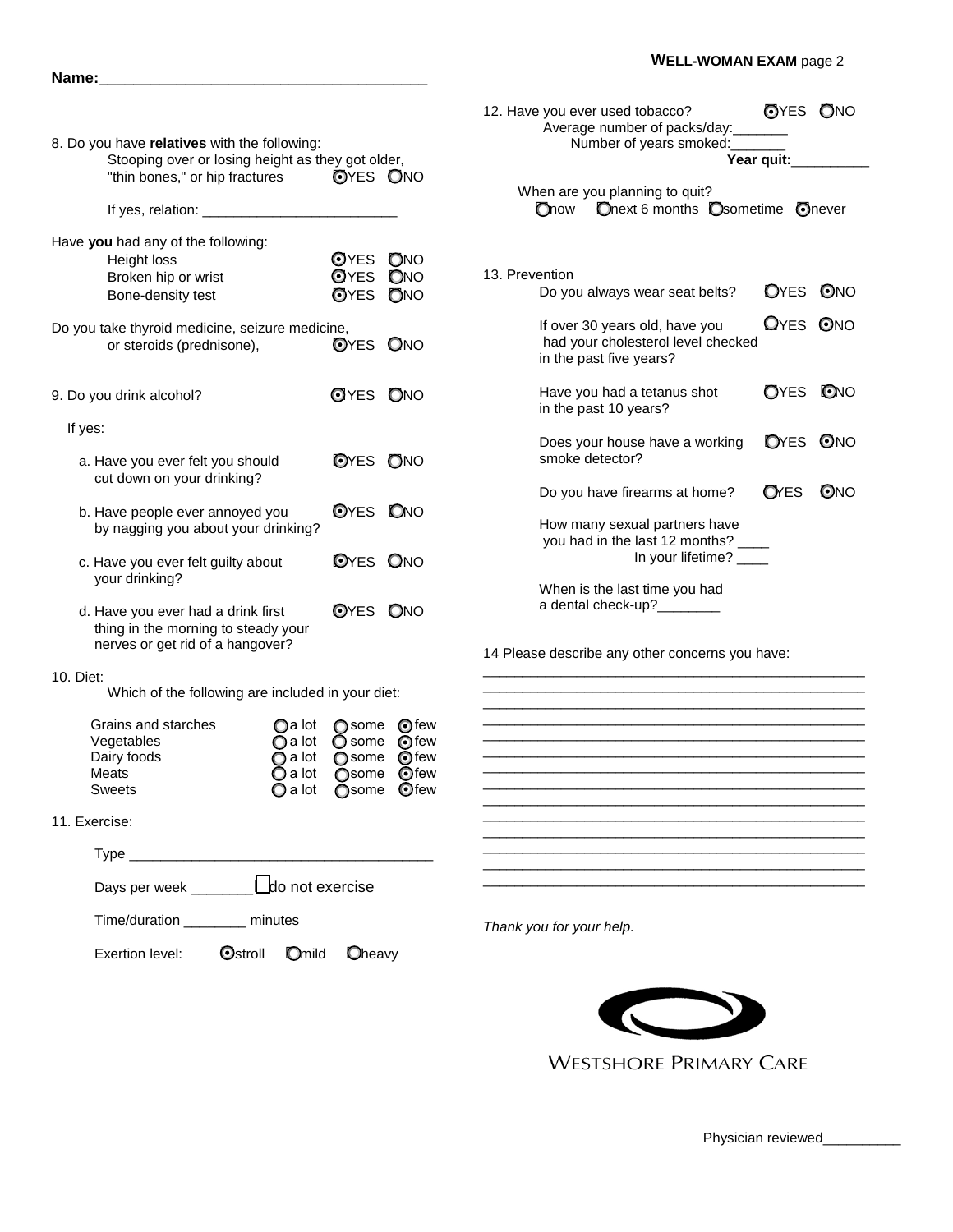**WELL-WOMAN EXAM** page 2

**Name:**_______________________________________

8. Do you have **relatives** with the following:
   Stooping over or losing height as they got older, "thin bones," or hip fractures ◉YES ○NO

   If yes, relation: ________________________

Have **you** had any of the following:

| | | |
|---|---|---|
| Height loss | ◉YES | ○NO |
| Broken hip or wrist | ◉YES | ○NO |
| Bone-density test | ◉YES | ○NO |

Do you take thyroid medicine, seizure medicine, or steroids (prednisone), ◉YES ○NO

9. Do you drink alcohol? ◉YES ○NO

If yes:

a. Have you ever felt you should cut down on your drinking? ◉YES ○NO

b. Have people ever annoyed you by nagging you about your drinking? ◉YES ○NO

c. Have you ever felt guilty about your drinking? ◉YES ○NO

d. Have you ever had a drink first thing in the morning to steady your nerves or get rid of a hangover? ◉YES ○NO

10. Diet:
   Which of the following are included in your diet:

| | | | |
|---|---|---|---|
| Grains and starches | ○a lot | ○some | ◉few |
| Vegetables | ○a lot | ○some | ◉few |
| Dairy foods | ○a lot | ○some | ◉few |
| Meats | ○a lot | ○some | ◉few |
| Sweets | ○a lot | ○some | ◉few |

11. Exercise:

Type ______________________________________

Days per week ________ ☐ do not exercise

Time/duration ________ minutes

Exertion level: ◉stroll ○mild ○heavy

12. Have you ever used tobacco? ◉YES ○NO
   Average number of packs/day:_______
   Number of years smoked:_______
   **Year quit:**__________

   When are you planning to quit?
   ○now ○next 6 months ○sometime ◉never

13. Prevention

Do you always wear seat belts? ○YES ◉NO

If over 30 years old, have you had your cholesterol level checked in the past five years? ○YES ◉NO

Have you had a tetanus shot in the past 10 years? ○YES ◉NO

Does your house have a working smoke detector? ○YES ◉NO

Do you have firearms at home? ○YES ◉NO

How many sexual partners have you had in the last 12 months? ____
In your lifetime? ____

When is the last time you had a dental check-up?________

14 Please describe any other concerns you have:
_________________________________________________
_________________________________________________
_________________________________________________
_________________________________________________
_________________________________________________
_________________________________________________
_________________________________________________
_________________________________________________
_________________________________________________
_________________________________________________
_________________________________________________
_________________________________________________
_________________________________________________
_________________________________________________

*Thank you for your help.*

WESTSHORE PRIMARY CARE

Physician reviewed__________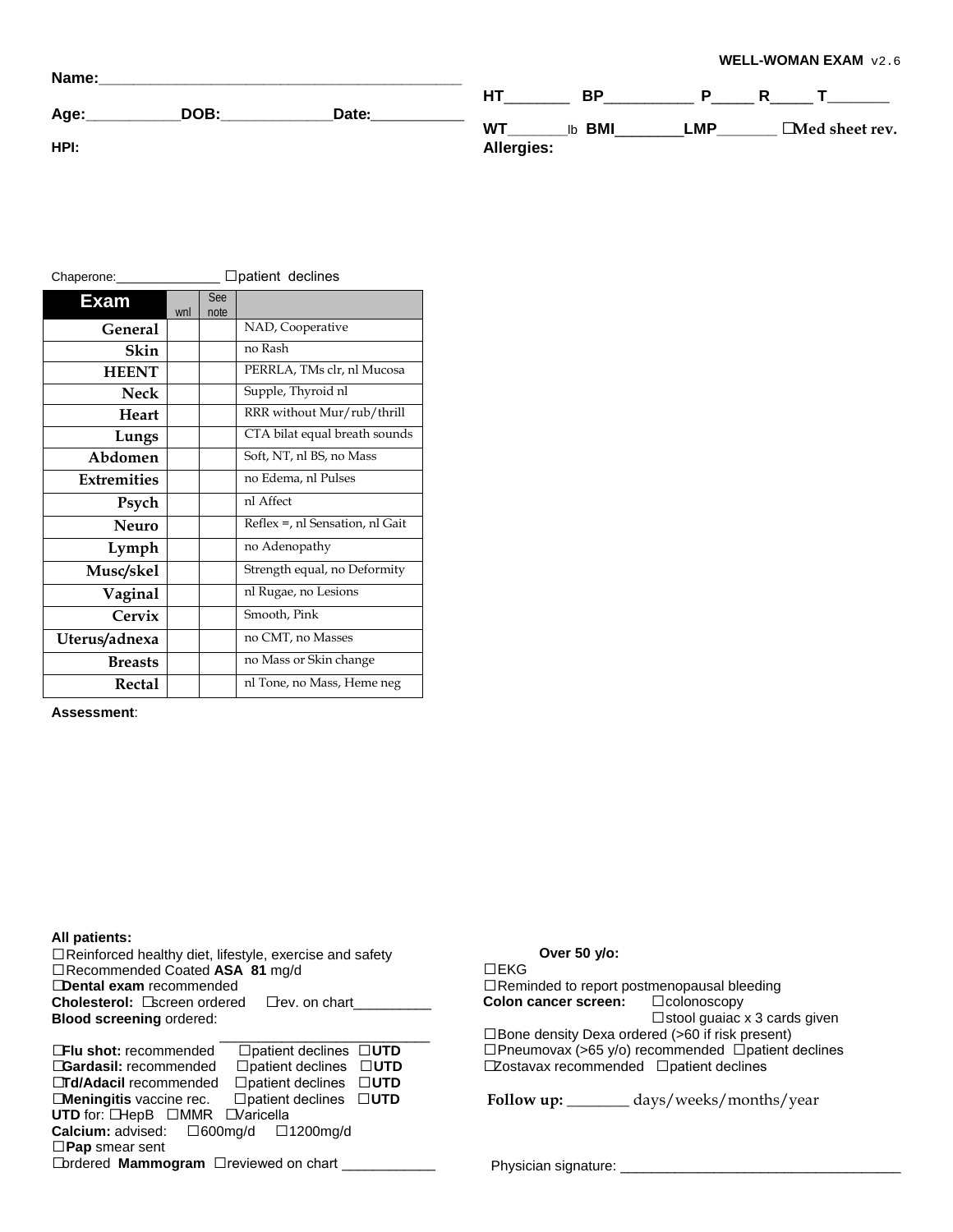**WELL-WOMAN EXAM** v2.6

**Name:**___________________________________________

**Age:**___________**DOB:**_____________**Date:**___________

**HPI:**

**HT**_______ **BP**__________ **P**_____ **R**_____ **T**_______

**WT**_______lb **BMI**________**LMP**_______ ☐**Med sheet rev.**

**Allergies:**

Chaperone:______________ ☐patient declines

| **Exam** | wnl | See note | |
|---|---|---|---|
| **General** | | | NAD, Cooperative |
| **Skin** | | | no Rash |
| **HEENT** | | | PERRLA, TMs clr, nl Mucosa |
| **Neck** | | | Supple, Thyroid nl |
| **Heart** | | | RRR without Mur/rub/thrill |
| **Lungs** | | | CTA bilat equal breath sounds |
| **Abdomen** | | | Soft, NT, nl BS, no Mass |
| **Extremities** | | | no Edema, nl Pulses |
| **Psych** | | | nl Affect |
| **Neuro** | | | Reflex =, nl Sensation, nl Gait |
| **Lymph** | | | no Adenopathy |
| **Musc/skel** | | | Strength equal, no Deformity |
| **Vaginal** | | | nl Rugae, no Lesions |
| **Cervix** | | | Smooth, Pink |
| **Uterus/adnexa** | | | no CMT, no Masses |
| **Breasts** | | | no Mass or Skin change |
| **Rectal** | | | nl Tone, no Mass, Heme neg |

**Assessment**:

**All patients:**

☐Reinforced healthy diet, lifestyle, exercise and safety
☐Recommended Coated **ASA 81** mg/d
☐**Dental exam** recommended
**Cholesterol:** ☐screen ordered ☐rev. on chart__________
**Blood screening** ordered: ___________________________
☐**Flu shot:** recommended ☐patient declines ☐**UTD**
☐**Gardasil:** recommended ☐patient declines ☐**UTD**
☐**Td/Adacil** recommended ☐patient declines ☐**UTD**
☐**Meningitis** vaccine rec. ☐patient declines ☐**UTD**
**UTD** for: ☐HepB ☐MMR ☐Varicella
**Calcium:** advised: ☐600mg/d ☐1200mg/d
☐**Pap** smear sent
☐ordered **Mammogram** ☐reviewed on chart ____________

**Over 50 y/o:**

☐EKG
☐Reminded to report postmenopausal bleeding
**Colon cancer screen:** ☐colonoscopy
☐stool guaiac x 3 cards given
☐Bone density Dexa ordered (>60 if risk present)
☐Pneumovax (>65 y/o) recommended ☐patient declines
☐Zostavax recommended ☐patient declines

**Follow up:** ________ days/weeks/months/year

Physician signature: ___________________________________